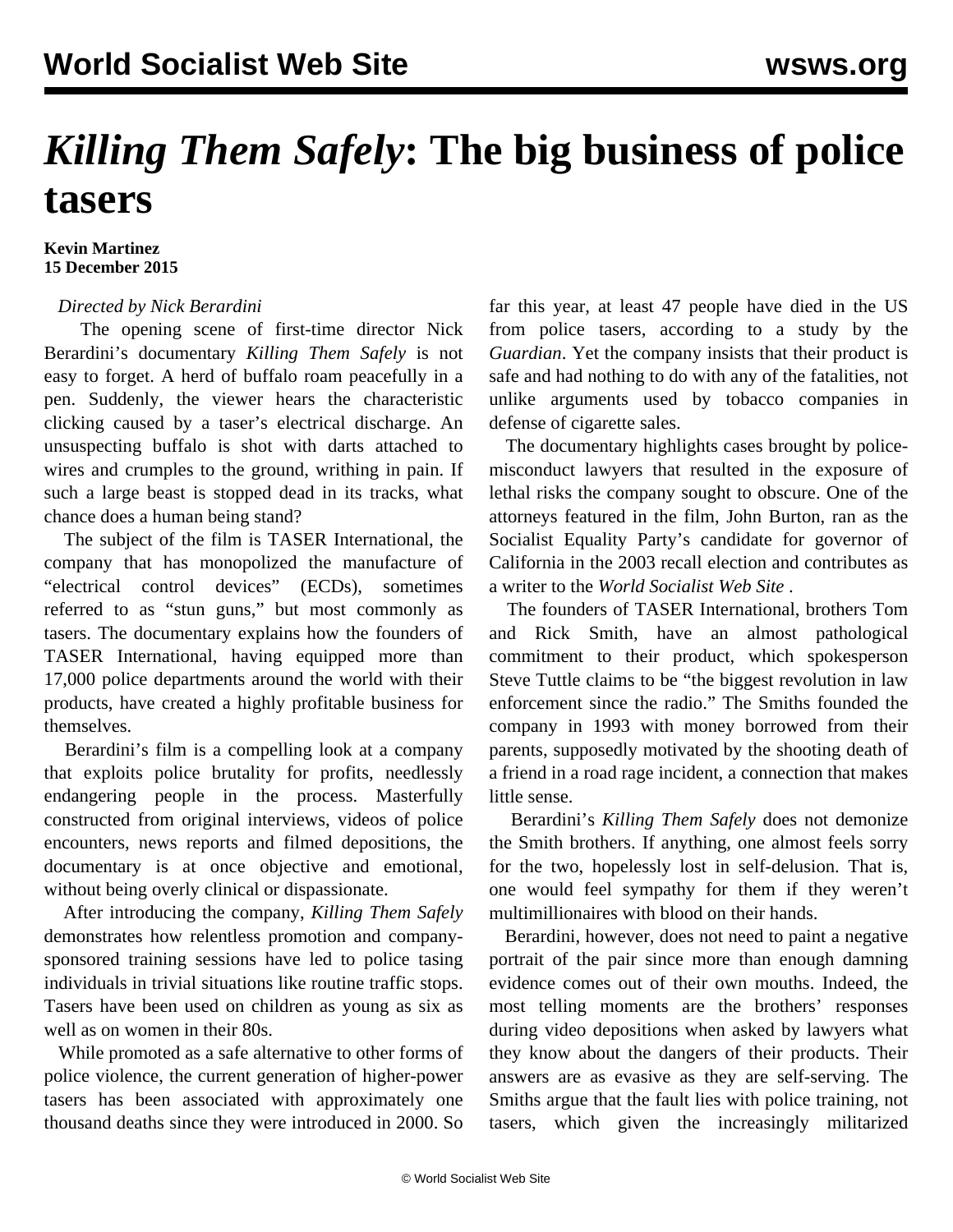# *Killing Them Safely*: The big business of police tasers

**Kevin Martinez**
**15 December 2015**

*Directed by Nick Berardini*

The opening scene of first-time director Nick Berardini's documentary *Killing Them Safely* is not easy to forget. A herd of buffalo roam peacefully in a pen. Suddenly, the viewer hears the characteristic clicking caused by a taser's electrical discharge. An unsuspecting buffalo is shot with darts attached to wires and crumples to the ground, writhing in pain. If such a large beast is stopped dead in its tracks, what chance does a human being stand?

The subject of the film is TASER International, the company that has monopolized the manufacture of "electrical control devices" (ECDs), sometimes referred to as "stun guns," but most commonly as tasers. The documentary explains how the founders of TASER International, having equipped more than 17,000 police departments around the world with their products, have created a highly profitable business for themselves.

Berardini's film is a compelling look at a company that exploits police brutality for profits, needlessly endangering people in the process. Masterfully constructed from original interviews, videos of police encounters, news reports and filmed depositions, the documentary is at once objective and emotional, without being overly clinical or dispassionate.

After introducing the company, *Killing Them Safely* demonstrates how relentless promotion and company-sponsored training sessions have led to police tasing individuals in trivial situations like routine traffic stops. Tasers have been used on children as young as six as well as on women in their 80s.

While promoted as a safe alternative to other forms of police violence, the current generation of higher-power tasers has been associated with approximately one thousand deaths since they were introduced in 2000. So far this year, at least 47 people have died in the US from police tasers, according to a study by the *Guardian*. Yet the company insists that their product is safe and had nothing to do with any of the fatalities, not unlike arguments used by tobacco companies in defense of cigarette sales.

The documentary highlights cases brought by police-misconduct lawyers that resulted in the exposure of lethal risks the company sought to obscure. One of the attorneys featured in the film, John Burton, ran as the Socialist Equality Party's candidate for governor of California in the 2003 recall election and contributes as a writer to the *World Socialist Web Site* .

The founders of TASER International, brothers Tom and Rick Smith, have an almost pathological commitment to their product, which spokesperson Steve Tuttle claims to be "the biggest revolution in law enforcement since the radio." The Smiths founded the company in 1993 with money borrowed from their parents, supposedly motivated by the shooting death of a friend in a road rage incident, a connection that makes little sense.

Berardini's *Killing Them Safely* does not demonize the Smith brothers. If anything, one almost feels sorry for the two, hopelessly lost in self-delusion. That is, one would feel sympathy for them if they weren't multimillionaires with blood on their hands.

Berardini, however, does not need to paint a negative portrait of the pair since more than enough damning evidence comes out of their own mouths. Indeed, the most telling moments are the brothers' responses during video depositions when asked by lawyers what they know about the dangers of their products. Their answers are as evasive as they are self-serving. The Smiths argue that the fault lies with police training, not tasers, which given the increasingly militarized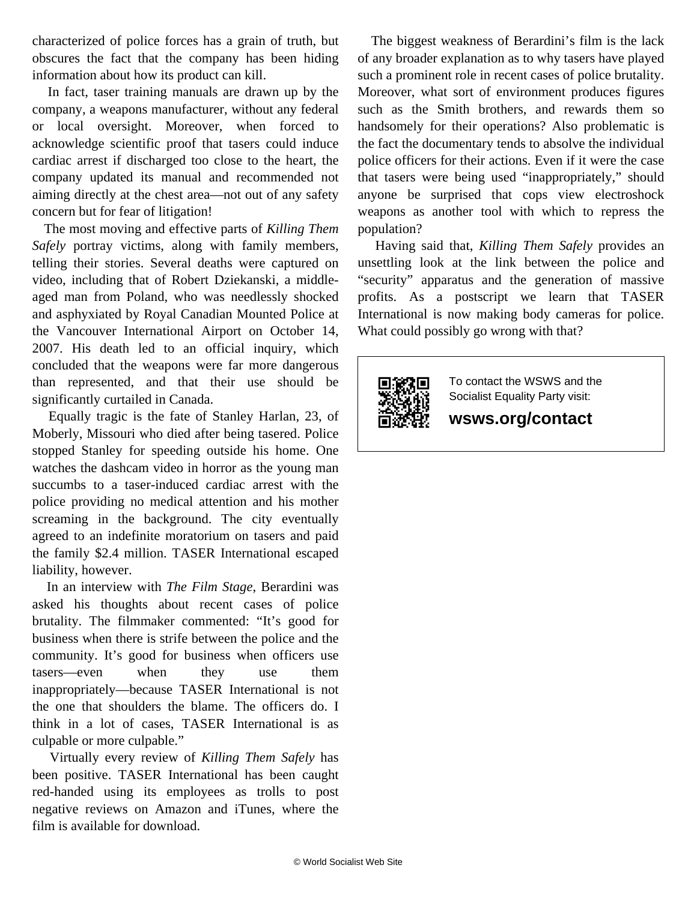characterized of police forces has a grain of truth, but obscures the fact that the company has been hiding information about how its product can kill.

In fact, taser training manuals are drawn up by the company, a weapons manufacturer, without any federal or local oversight. Moreover, when forced to acknowledge scientific proof that tasers could induce cardiac arrest if discharged too close to the heart, the company updated its manual and recommended not aiming directly at the chest area—not out of any safety concern but for fear of litigation!

The most moving and effective parts of *Killing Them Safely* portray victims, along with family members, telling their stories. Several deaths were captured on video, including that of Robert Dziekanski, a middle-aged man from Poland, who was needlessly shocked and asphyxiated by Royal Canadian Mounted Police at the Vancouver International Airport on October 14, 2007. His death led to an official inquiry, which concluded that the weapons were far more dangerous than represented, and that their use should be significantly curtailed in Canada.

Equally tragic is the fate of Stanley Harlan, 23, of Moberly, Missouri who died after being tasered. Police stopped Stanley for speeding outside his home. One watches the dashcam video in horror as the young man succumbs to a taser-induced cardiac arrest with the police providing no medical attention and his mother screaming in the background. The city eventually agreed to an indefinite moratorium on tasers and paid the family $2.4 million. TASER International escaped liability, however.

In an interview with *The Film Stage*, Berardini was asked his thoughts about recent cases of police brutality. The filmmaker commented: "It's good for business when there is strife between the police and the community. It's good for business when officers use tasers—even when they use them inappropriately—because TASER International is not the one that shoulders the blame. The officers do. I think in a lot of cases, TASER International is as culpable or more culpable."

Virtually every review of *Killing Them Safely* has been positive. TASER International has been caught red-handed using its employees as trolls to post negative reviews on Amazon and iTunes, where the film is available for download.

The biggest weakness of Berardini's film is the lack of any broader explanation as to why tasers have played such a prominent role in recent cases of police brutality. Moreover, what sort of environment produces figures such as the Smith brothers, and rewards them so handsomely for their operations? Also problematic is the fact the documentary tends to absolve the individual police officers for their actions. Even if it were the case that tasers were being used "inappropriately," should anyone be surprised that cops view electroshock weapons as another tool with which to repress the population?

Having said that, *Killing Them Safely* provides an unsettling look at the link between the police and "security" apparatus and the generation of massive profits. As a postscript we learn that TASER International is now making body cameras for police. What could possibly go wrong with that?

To contact the WSWS and the Socialist Equality Party visit:

**wsws.org/contact**